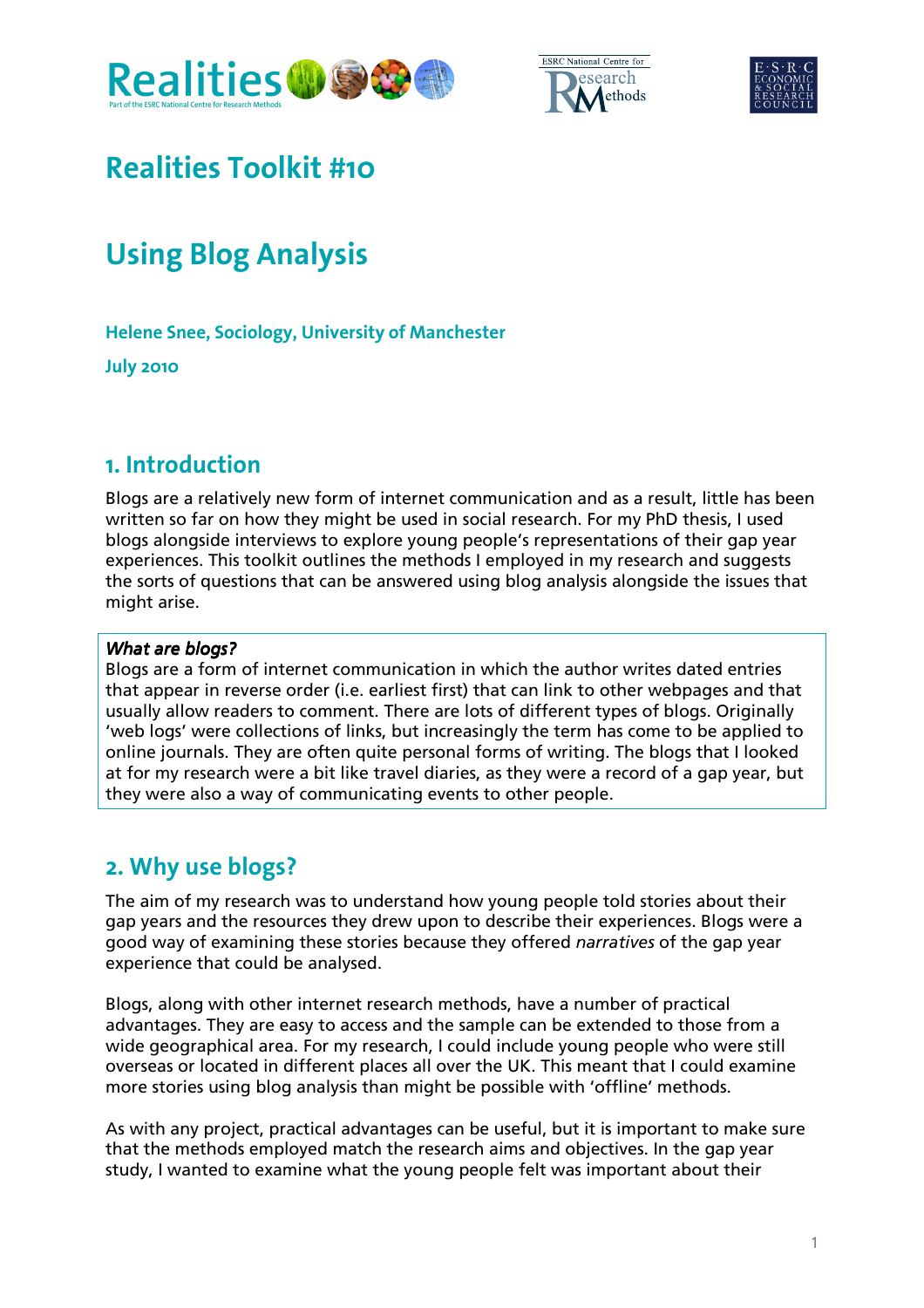# Realities Toolkit #10

# Using Blog Analysis

**Helene Snee, Sociology, University of Manchester**

**July 2010**

## 1. Introduction

Blogs are a relatively new form of internet communication and as a result, little has been written so far on how they might be used in social research. For my PhD thesis, I used blogs alongside interviews to explore young people's representations of their gap year experiences. This toolkit outlines the methods I employed in my research and suggests the sorts of questions that can be answered using blog analysis alongside the issues that might arise.

> *What are blogs?*
> Blogs are a form of internet communication in which the author writes dated entries that appear in reverse order (i.e. earliest first) that can link to other webpages and that usually allow readers to comment. There are lots of different types of blogs. Originally 'web logs' were collections of links, but increasingly the term has come to be applied to online journals. They are often quite personal forms of writing. The blogs that I looked at for my research were a bit like travel diaries, as they were a record of a gap year, but they were also a way of communicating events to other people.

## 2. Why use blogs?

The aim of my research was to understand how young people told stories about their gap years and the resources they drew upon to describe their experiences. Blogs were a good way of examining these stories because they offered *narratives* of the gap year experience that could be analysed.

Blogs, along with other internet research methods, have a number of practical advantages. They are easy to access and the sample can be extended to those from a wide geographical area. For my research, I could include young people who were still overseas or located in different places all over the UK. This meant that I could examine more stories using blog analysis than might be possible with 'offline' methods.

As with any project, practical advantages can be useful, but it is important to make sure that the methods employed match the research aims and objectives. In the gap year study, I wanted to examine what the young people felt was important about their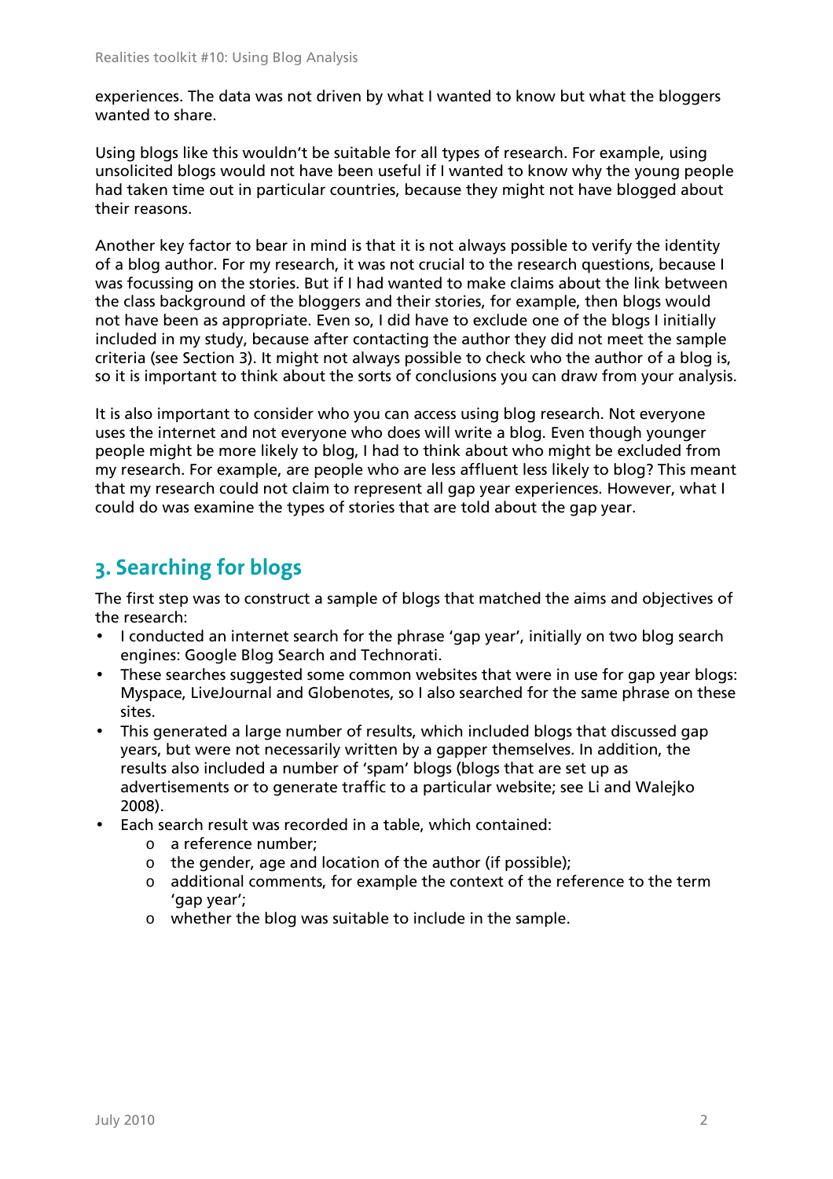experiences. The data was not driven by what I wanted to know but what the bloggers wanted to share.

Using blogs like this wouldn't be suitable for all types of research. For example, using unsolicited blogs would not have been useful if I wanted to know why the young people had taken time out in particular countries, because they might not have blogged about their reasons.

Another key factor to bear in mind is that it is not always possible to verify the identity of a blog author. For my research, it was not crucial to the research questions, because I was focussing on the stories. But if I had wanted to make claims about the link between the class background of the bloggers and their stories, for example, then blogs would not have been as appropriate. Even so, I did have to exclude one of the blogs I initially included in my study, because after contacting the author they did not meet the sample criteria (see Section 3). It might not always possible to check who the author of a blog is, so it is important to think about the sorts of conclusions you can draw from your analysis.

It is also important to consider who you can access using blog research. Not everyone uses the internet and not everyone who does will write a blog. Even though younger people might be more likely to blog, I had to think about who might be excluded from my research. For example, are people who are less affluent less likely to blog? This meant that my research could not claim to represent all gap year experiences. However, what I could do was examine the types of stories that are told about the gap year.

## 3. Searching for blogs

The first step was to construct a sample of blogs that matched the aims and objectives of the research:

- I conducted an internet search for the phrase 'gap year', initially on two blog search engines: Google Blog Search and Technorati.
- These searches suggested some common websites that were in use for gap year blogs: Myspace, LiveJournal and Globenotes, so I also searched for the same phrase on these sites.
- This generated a large number of results, which included blogs that discussed gap years, but were not necessarily written by a gapper themselves. In addition, the results also included a number of 'spam' blogs (blogs that are set up as advertisements or to generate traffic to a particular website; see Li and Walejko 2008).
- Each search result was recorded in a table, which contained:
  - a reference number;
  - the gender, age and location of the author (if possible);
  - additional comments, for example the context of the reference to the term 'gap year';
  - whether the blog was suitable to include in the sample.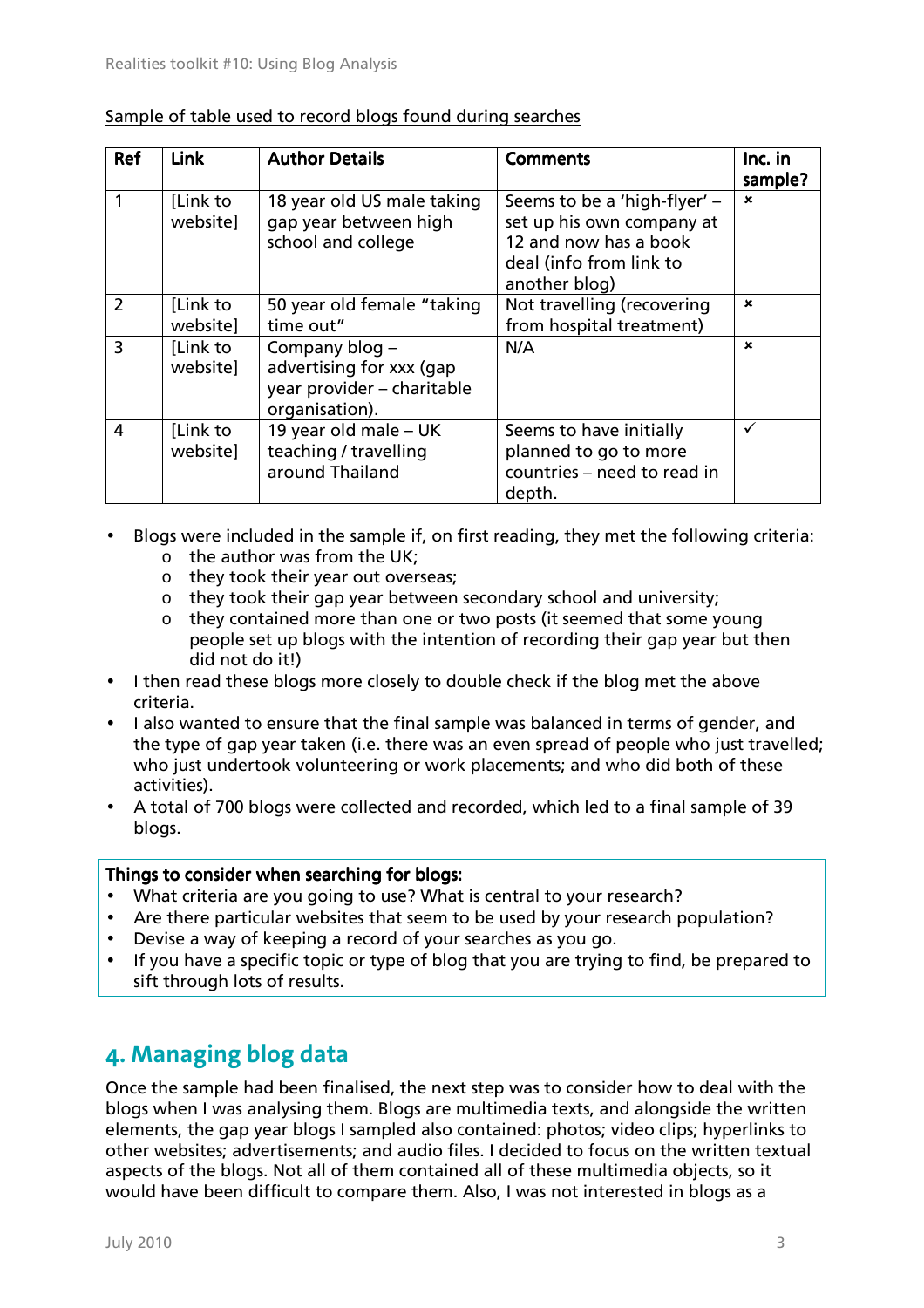Sample of table used to record blogs found during searches

| Ref | Link | Author Details | Comments | Inc. in sample? |
|---|---|---|---|---|
| 1 | [Link to website] | 18 year old US male taking gap year between high school and college | Seems to be a 'high-flyer' – set up his own company at 12 and now has a book deal (info from link to another blog) | × |
| 2 | [Link to website] | 50 year old female "taking time out" | Not travelling (recovering from hospital treatment) | × |
| 3 | [Link to website] | Company blog – advertising for xxx (gap year provider – charitable organisation). | N/A | × |
| 4 | [Link to website] | 19 year old male – UK teaching / travelling around Thailand | Seems to have initially planned to go to more countries – need to read in depth. | ✓ |

- Blogs were included in the sample if, on first reading, they met the following criteria:
  - the author was from the UK;
  - they took their year out overseas;
  - they took their gap year between secondary school and university;
  - they contained more than one or two posts (it seemed that some young people set up blogs with the intention of recording their gap year but then did not do it!)
- I then read these blogs more closely to double check if the blog met the above criteria.
- I also wanted to ensure that the final sample was balanced in terms of gender, and the type of gap year taken (i.e. there was an even spread of people who just travelled; who just undertook volunteering or work placements; and who did both of these activities).
- A total of 700 blogs were collected and recorded, which led to a final sample of 39 blogs.

**Things to consider when searching for blogs:**

- What criteria are you going to use? What is central to your research?
- Are there particular websites that seem to be used by your research population?
- Devise a way of keeping a record of your searches as you go.
- If you have a specific topic or type of blog that you are trying to find, be prepared to sift through lots of results.

## 4. Managing blog data

Once the sample had been finalised, the next step was to consider how to deal with the blogs when I was analysing them. Blogs are multimedia texts, and alongside the written elements, the gap year blogs I sampled also contained: photos; video clips; hyperlinks to other websites; advertisements; and audio files. I decided to focus on the written textual aspects of the blogs. Not all of them contained all of these multimedia objects, so it would have been difficult to compare them. Also, I was not interested in blogs as a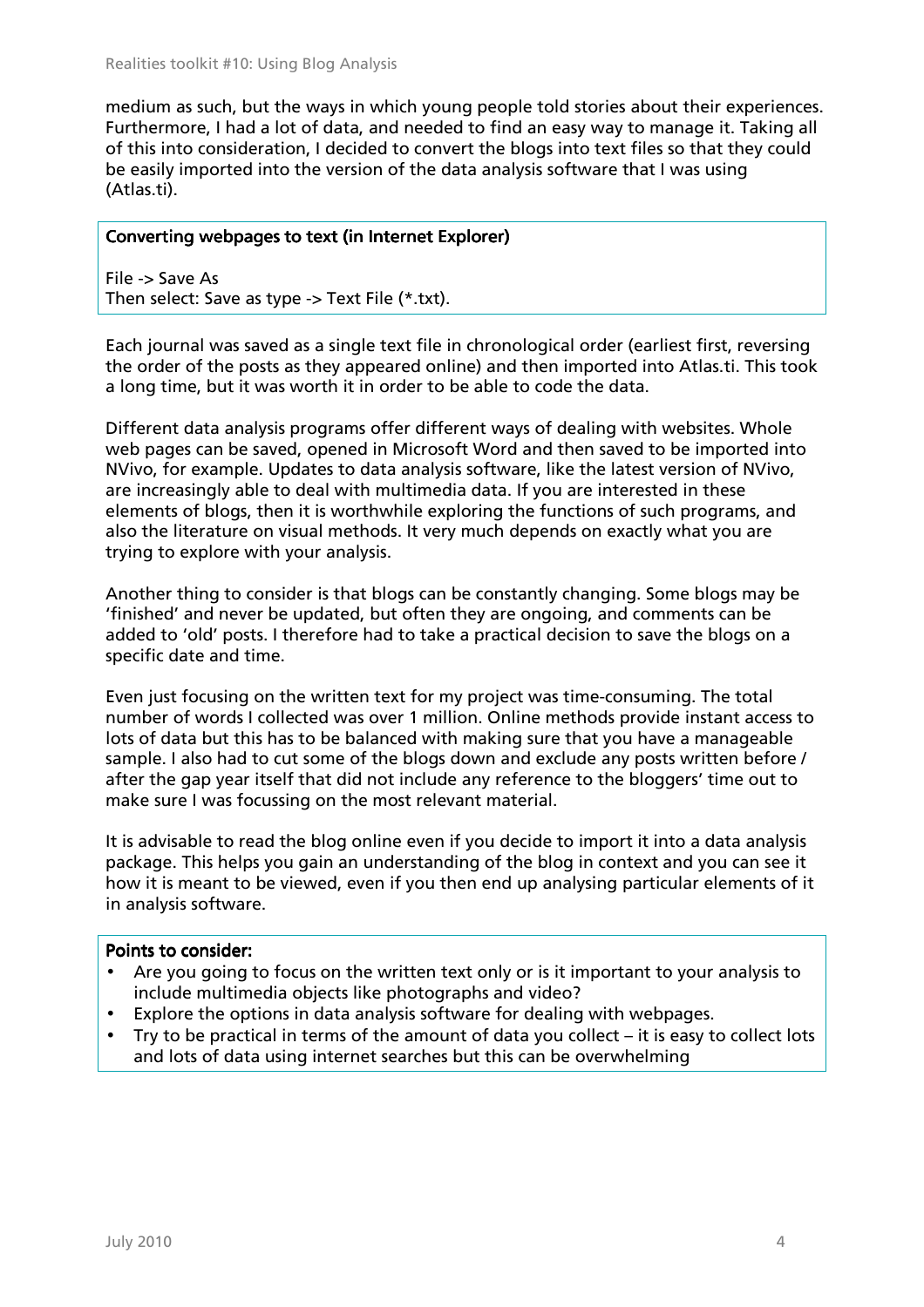medium as such, but the ways in which young people told stories about their experiences. Furthermore, I had a lot of data, and needed to find an easy way to manage it. Taking all of this into consideration, I decided to convert the blogs into text files so that they could be easily imported into the version of the data analysis software that I was using (Atlas.ti).

**Converting webpages to text (in Internet Explorer)**

File -> Save As
Then select: Save as type -> Text File (*.txt).

Each journal was saved as a single text file in chronological order (earliest first, reversing the order of the posts as they appeared online) and then imported into Atlas.ti. This took a long time, but it was worth it in order to be able to code the data.

Different data analysis programs offer different ways of dealing with websites. Whole web pages can be saved, opened in Microsoft Word and then saved to be imported into NVivo, for example. Updates to data analysis software, like the latest version of NVivo, are increasingly able to deal with multimedia data. If you are interested in these elements of blogs, then it is worthwhile exploring the functions of such programs, and also the literature on visual methods. It very much depends on exactly what you are trying to explore with your analysis.

Another thing to consider is that blogs can be constantly changing. Some blogs may be 'finished' and never be updated, but often they are ongoing, and comments can be added to 'old' posts. I therefore had to take a practical decision to save the blogs on a specific date and time.

Even just focusing on the written text for my project was time-consuming. The total number of words I collected was over 1 million. Online methods provide instant access to lots of data but this has to be balanced with making sure that you have a manageable sample. I also had to cut some of the blogs down and exclude any posts written before / after the gap year itself that did not include any reference to the bloggers' time out to make sure I was focussing on the most relevant material.

It is advisable to read the blog online even if you decide to import it into a data analysis package. This helps you gain an understanding of the blog in context and you can see it how it is meant to be viewed, even if you then end up analysing particular elements of it in analysis software.

**Points to consider:**

- Are you going to focus on the written text only or is it important to your analysis to include multimedia objects like photographs and video?
- Explore the options in data analysis software for dealing with webpages.
- Try to be practical in terms of the amount of data you collect – it is easy to collect lots and lots of data using internet searches but this can be overwhelming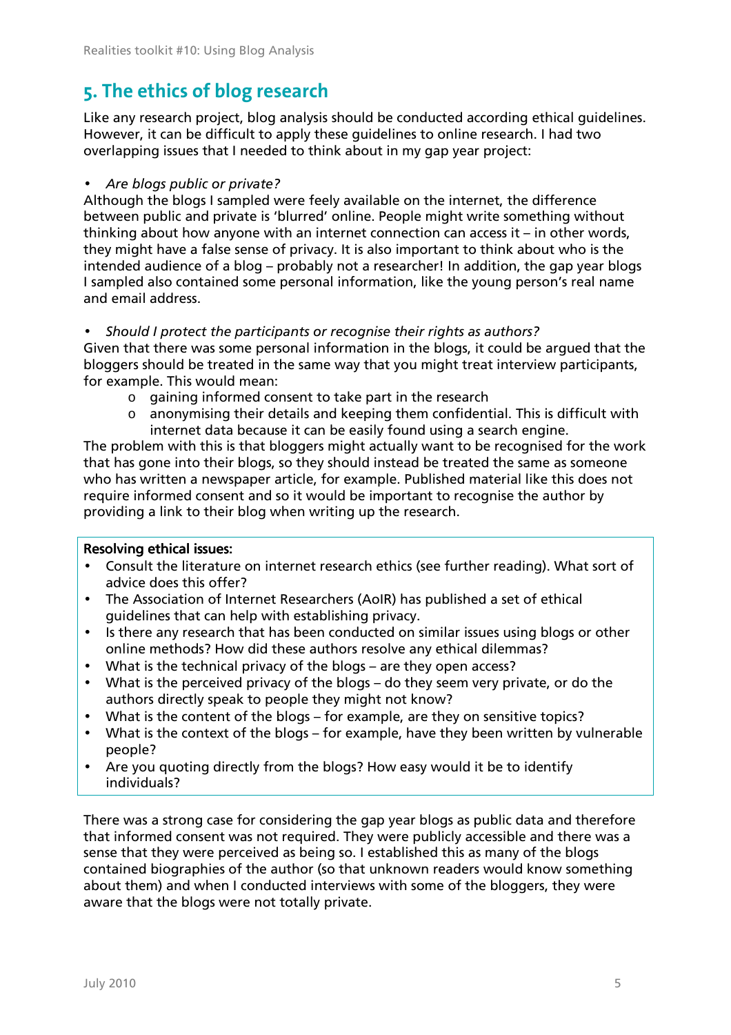## 5. The ethics of blog research

Like any research project, blog analysis should be conducted according ethical guidelines. However, it can be difficult to apply these guidelines to online research. I had two overlapping issues that I needed to think about in my gap year project:

- *Are blogs public or private?*

Although the blogs I sampled were feely available on the internet, the difference between public and private is 'blurred' online. People might write something without thinking about how anyone with an internet connection can access it – in other words, they might have a false sense of privacy. It is also important to think about who is the intended audience of a blog – probably not a researcher! In addition, the gap year blogs I sampled also contained some personal information, like the young person's real name and email address.

- *Should I protect the participants or recognise their rights as authors?*

Given that there was some personal information in the blogs, it could be argued that the bloggers should be treated in the same way that you might treat interview participants, for example. This would mean:

- gaining informed consent to take part in the research
- anonymising their details and keeping them confidential. This is difficult with internet data because it can be easily found using a search engine.

The problem with this is that bloggers might actually want to be recognised for the work that has gone into their blogs, so they should instead be treated the same as someone who has written a newspaper article, for example. Published material like this does not require informed consent and so it would be important to recognise the author by providing a link to their blog when writing up the research.

**Resolving ethical issues:**

- Consult the literature on internet research ethics (see further reading). What sort of advice does this offer?
- The Association of Internet Researchers (AoIR) has published a set of ethical guidelines that can help with establishing privacy.
- Is there any research that has been conducted on similar issues using blogs or other online methods? How did these authors resolve any ethical dilemmas?
- What is the technical privacy of the blogs – are they open access?
- What is the perceived privacy of the blogs – do they seem very private, or do the authors directly speak to people they might not know?
- What is the content of the blogs – for example, are they on sensitive topics?
- What is the context of the blogs – for example, have they been written by vulnerable people?
- Are you quoting directly from the blogs? How easy would it be to identify individuals?

There was a strong case for considering the gap year blogs as public data and therefore that informed consent was not required. They were publicly accessible and there was a sense that they were perceived as being so. I established this as many of the blogs contained biographies of the author (so that unknown readers would know something about them) and when I conducted interviews with some of the bloggers, they were aware that the blogs were not totally private.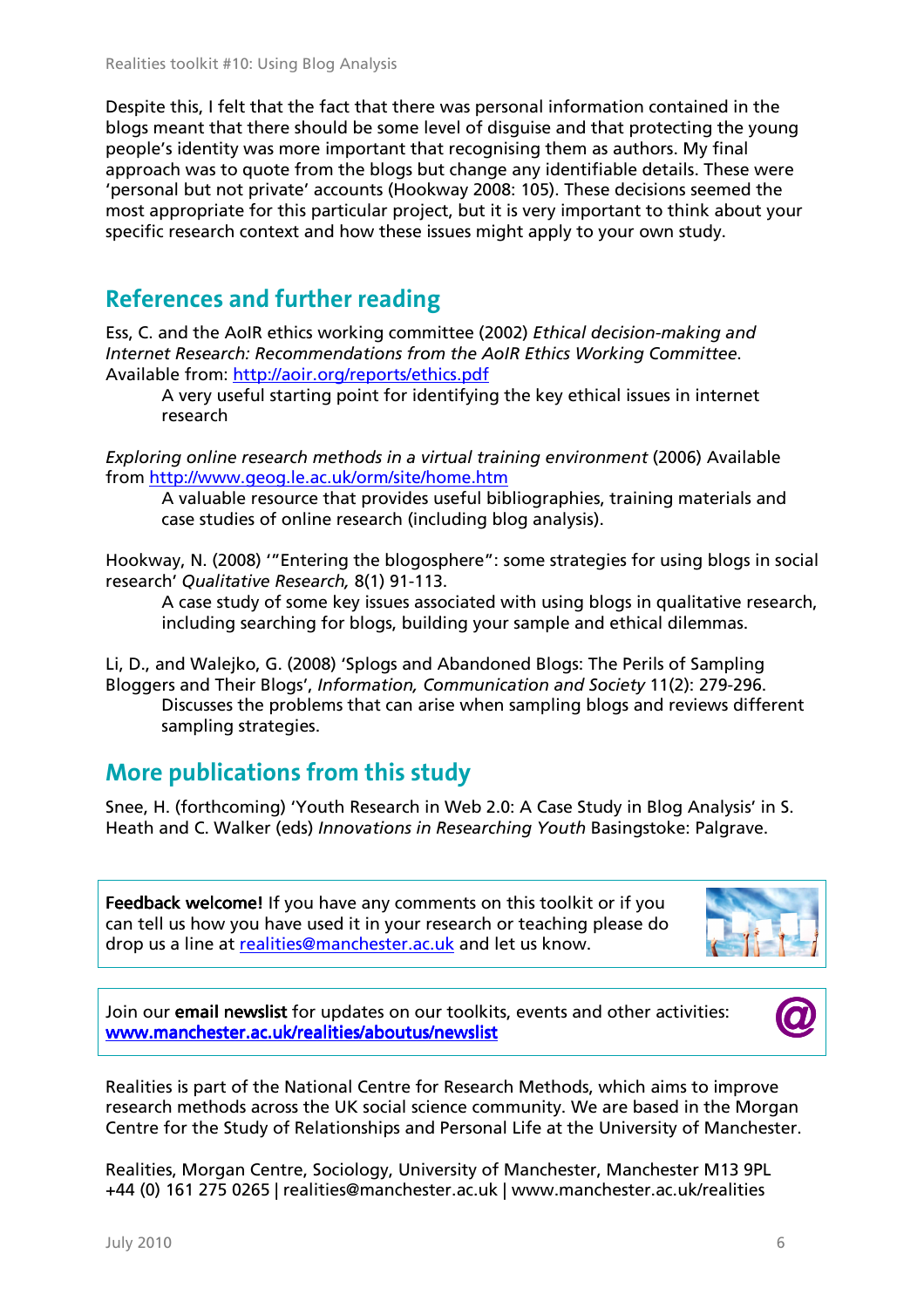Despite this, I felt that the fact that there was personal information contained in the blogs meant that there should be some level of disguise and that protecting the young people's identity was more important that recognising them as authors. My final approach was to quote from the blogs but change any identifiable details. These were 'personal but not private' accounts (Hookway 2008: 105). These decisions seemed the most appropriate for this particular project, but it is very important to think about your specific research context and how these issues might apply to your own study.

## References and further reading

Ess, C. and the AoIR ethics working committee (2002) *Ethical decision-making and Internet Research: Recommendations from the AoIR Ethics Working Committee*. Available from: [http://aoir.org/reports/ethics.pdf](http://aoir.org/reports/ethics.pdf)

> A very useful starting point for identifying the key ethical issues in internet research

*Exploring online research methods in a virtual training environment* (2006) Available from [http://www.geog.le.ac.uk/orm/site/home.htm](http://www.geog.le.ac.uk/orm/site/home.htm)

> A valuable resource that provides useful bibliographies, training materials and case studies of online research (including blog analysis).

Hookway, N. (2008) '"Entering the blogosphere": some strategies for using blogs in social research' *Qualitative Research,* 8(1) 91-113.

> A case study of some key issues associated with using blogs in qualitative research, including searching for blogs, building your sample and ethical dilemmas.

Li, D., and Walejko, G. (2008) 'Splogs and Abandoned Blogs: The Perils of Sampling Bloggers and Their Blogs', *Information, Communication and Society* 11(2): 279-296.

> Discusses the problems that can arise when sampling blogs and reviews different sampling strategies.

## More publications from this study

Snee, H. (forthcoming) 'Youth Research in Web 2.0: A Case Study in Blog Analysis' in S. Heath and C. Walker (eds) *Innovations in Researching Youth* Basingstoke: Palgrave.

**Feedback welcome!** If you have any comments on this toolkit or if you can tell us how you have used it in your research or teaching please do drop us a line at [realities@manchester.ac.uk](mailto:realities@manchester.ac.uk) and let us know.

Join our **email newslist** for updates on our toolkits, events and other activities: **[www.manchester.ac.uk/realities/aboutus/newslist](http://www.manchester.ac.uk/realities/aboutus/newslist)**

Realities is part of the National Centre for Research Methods, which aims to improve research methods across the UK social science community. We are based in the Morgan Centre for the Study of Relationships and Personal Life at the University of Manchester.

Realities, Morgan Centre, Sociology, University of Manchester, Manchester M13 9PL
+44 (0) 161 275 0265 | realities@manchester.ac.uk | www.manchester.ac.uk/realities

July 2010